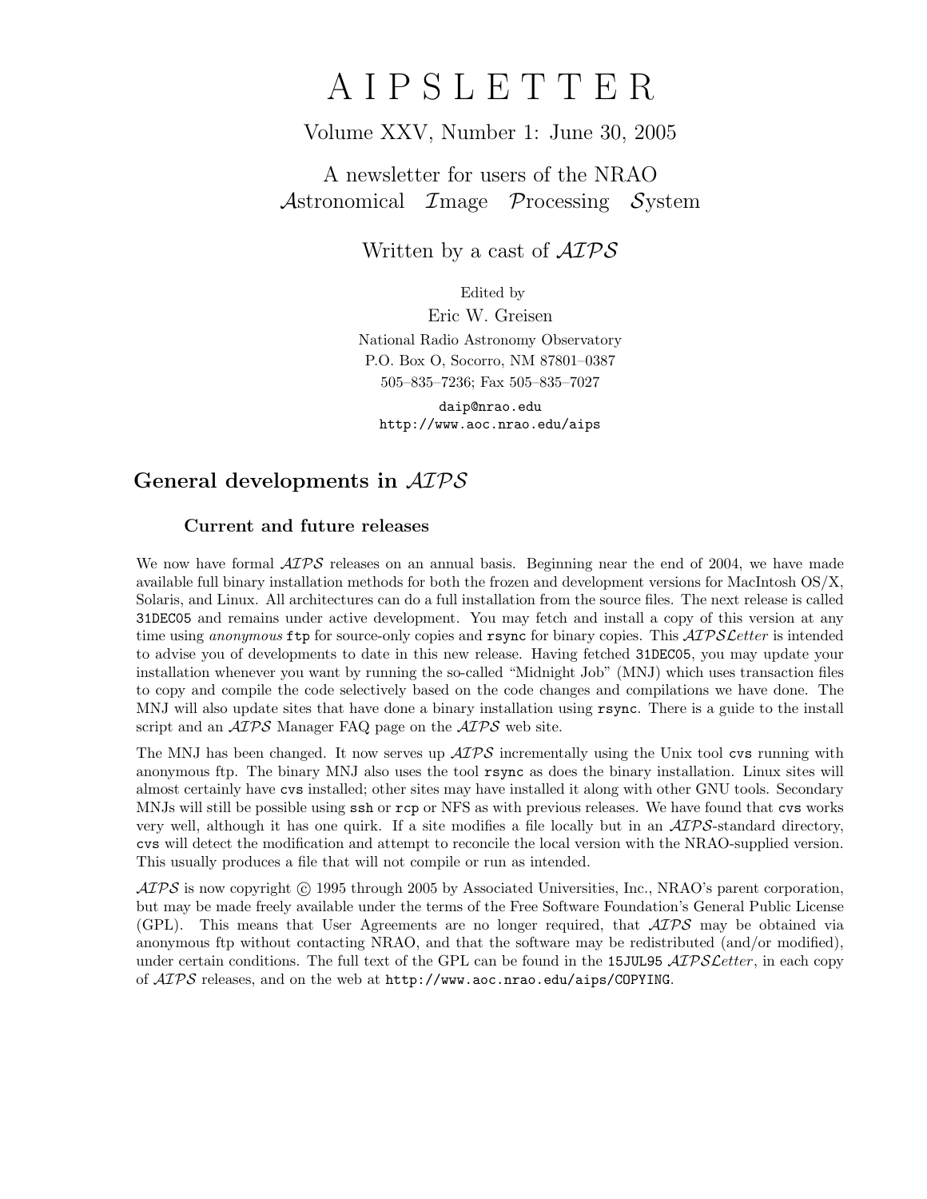# AIPSLETTER

Volume XXV, Number 1: June 30, 2005

A newsletter for users of the NRAO
*Astronomical Image Processing System*

Written by a cast of *AIPS*

Edited by
Eric W. Greisen
National Radio Astronomy Observatory
P.O. Box O, Socorro, NM 87801–0387
505–835–7236; Fax 505–835–7027

daip@nrao.edu
http://www.aoc.nrao.edu/aips

## General developments in *AIPS*

### Current and future releases

We now have formal *AIPS* releases on an annual basis. Beginning near the end of 2004, we have made available full binary installation methods for both the frozen and development versions for MacIntosh OS/X, Solaris, and Linux. All architectures can do a full installation from the source files. The next release is called `31DEC05` and remains under active development. You may fetch and install a copy of this version at any time using *anonymous* `ftp` for source-only copies and `rsync` for binary copies. This *AIPSLetter* is intended to advise you of developments to date in this new release. Having fetched `31DEC05`, you may update your installation whenever you want by running the so-called "Midnight Job" (MNJ) which uses transaction files to copy and compile the code selectively based on the code changes and compilations we have done. The MNJ will also update sites that have done a binary installation using `rsync`. There is a guide to the install script and an *AIPS* Manager FAQ page on the *AIPS* web site.

The MNJ has been changed. It now serves up *AIPS* incrementally using the Unix tool `cvs` running with anonymous ftp. The binary MNJ also uses the tool `rsync` as does the binary installation. Linux sites will almost certainly have `cvs` installed; other sites may have installed it along with other GNU tools. Secondary MNJs will still be possible using `ssh` or `rcp` or NFS as with previous releases. We have found that `cvs` works very well, although it has one quirk. If a site modifies a file locally but in an *AIPS*-standard directory, `cvs` will detect the modification and attempt to reconcile the local version with the NRAO-supplied version. This usually produces a file that will not compile or run as intended.

*AIPS* is now copyright © 1995 through 2005 by Associated Universities, Inc., NRAO's parent corporation, but may be made freely available under the terms of the Free Software Foundation's General Public License (GPL). This means that User Agreements are no longer required, that *AIPS* may be obtained via anonymous ftp without contacting NRAO, and that the software may be redistributed (and/or modified), under certain conditions. The full text of the GPL can be found in the `15JUL95` *AIPSLetter*, in each copy of *AIPS* releases, and on the web at `http://www.aoc.nrao.edu/aips/COPYING`.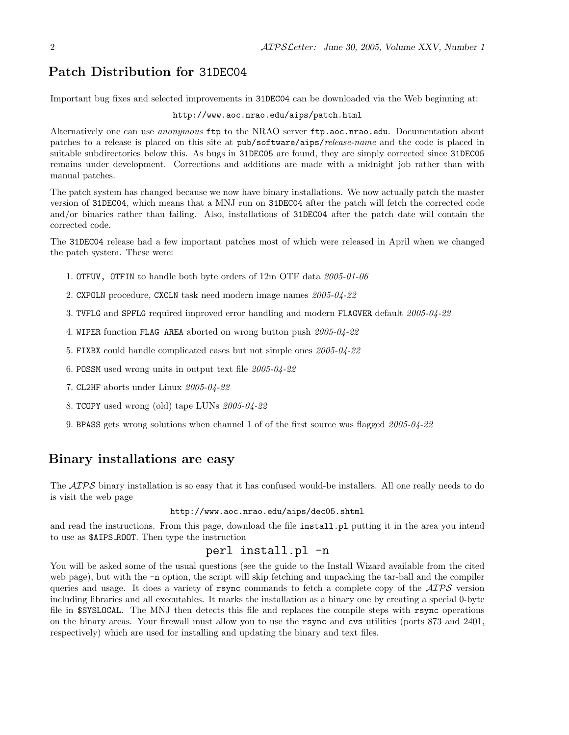## Patch Distribution for `31DEC04`

Important bug fixes and selected improvements in `31DEC04` can be downloaded via the Web beginning at:

`http://www.aoc.nrao.edu/aips/patch.html`

Alternatively one can use *anonymous* `ftp` to the NRAO server `ftp.aoc.nrao.edu`. Documentation about patches to a release is placed on this site at `pub/software/aips/`*release-name* and the code is placed in suitable subdirectories below this. As bugs in `31DEC05` are found, they are simply corrected since `31DEC05` remains under development. Corrections and additions are made with a midnight job rather than with manual patches.

The patch system has changed because we now have binary installations. We now actually patch the master version of `31DEC04`, which means that a MNJ run on `31DEC04` after the patch will fetch the corrected code and/or binaries rather than failing. Also, installations of `31DEC04` after the patch date will contain the corrected code.

The `31DEC04` release had a few important patches most of which were released in April when we changed the patch system. These were:

1. `OTFUV, OTFIN` to handle both byte orders of 12m OTF data *2005-01-06*
2. `CXPOLN` procedure, `CXCLN` task need modern image names *2005-04-22*
3. `TVFLG` and `SPFLG` required improved error handling and modern `FLAGVER` default *2005-04-22*
4. `WIPER` function `FLAG AREA` aborted on wrong button push *2005-04-22*
5. `FIXBX` could handle complicated cases but not simple ones *2005-04-22*
6. `POSSM` used wrong units in output text file *2005-04-22*
7. `CL2HF` aborts under Linux *2005-04-22*
8. `TCOPY` used wrong (old) tape LUNs *2005-04-22*
9. `BPASS` gets wrong solutions when channel 1 of of the first source was flagged *2005-04-22*

## Binary installations are easy

The *AIPS* binary installation is so easy that it has confused would-be installers. All one really needs to do is visit the web page

`http://www.aoc.nrao.edu/aips/dec05.shtml`

and read the instructions. From this page, download the file `install.pl` putting it in the area you intend to use as `$AIPS_ROOT`. Then type the instruction

```
perl install.pl -n
```

You will be asked some of the usual questions (see the guide to the Install Wizard available from the cited web page), but with the `-n` option, the script will skip fetching and unpacking the tar-ball and the compiler queries and usage. It does a variety of `rsync` commands to fetch a complete copy of the *AIPS* version including libraries and all executables. It marks the installation as a binary one by creating a special 0-byte file in `$SYSLOCAL`. The MNJ then detects this file and replaces the compile steps with `rsync` operations on the binary areas. Your firewall must allow you to use the `rsync` and `cvs` utilities (ports 873 and 2401, respectively) which are used for installing and updating the binary and text files.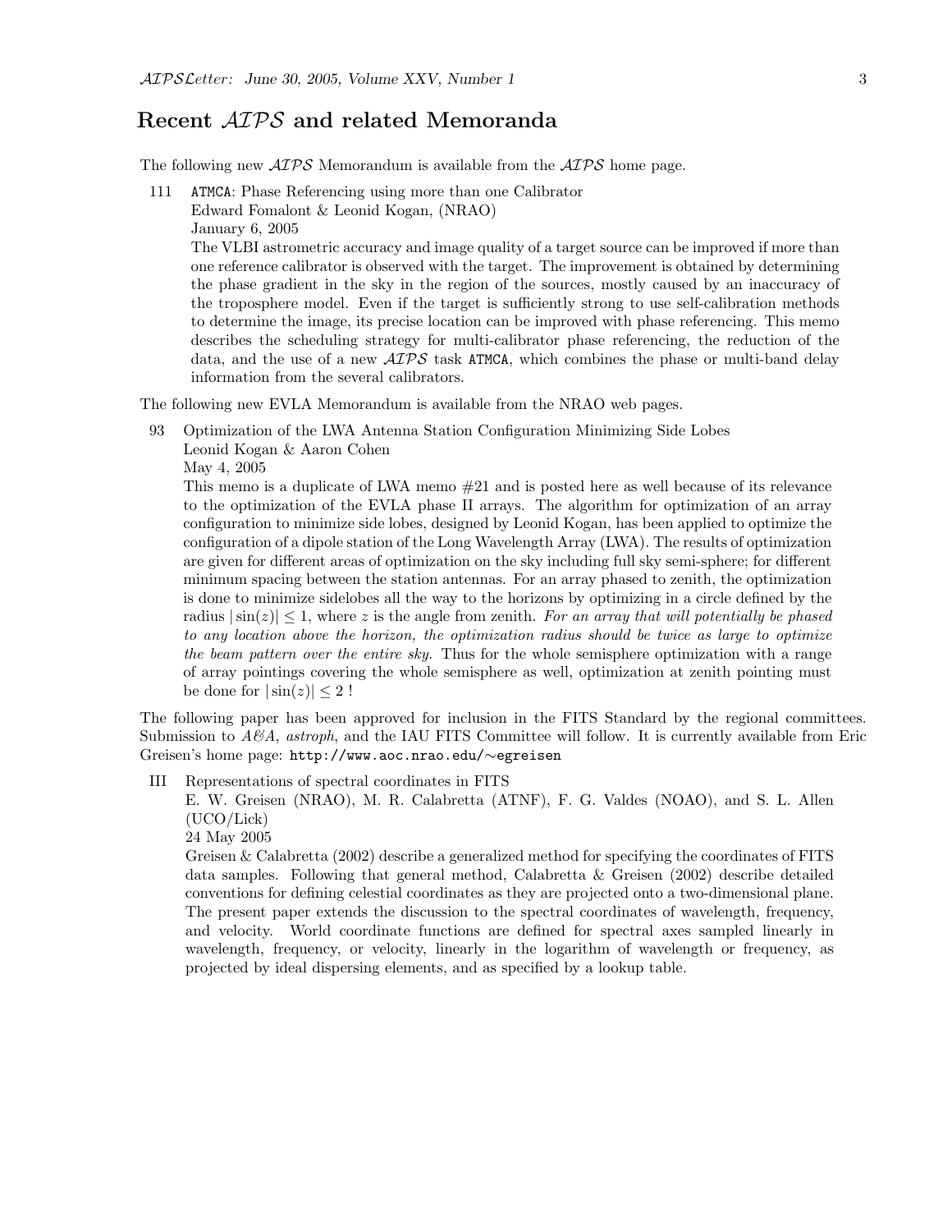## Recent *AIPS* and related Memoranda

The following new *AIPS* Memorandum is available from the *AIPS* home page.

111 `ATMCA`: Phase Referencing using more than one Calibrator
Edward Fomalont & Leonid Kogan, (NRAO)
January 6, 2005
The VLBI astrometric accuracy and image quality of a target source can be improved if more than one reference calibrator is observed with the target. The improvement is obtained by determining the phase gradient in the sky in the region of the sources, mostly caused by an inaccuracy of the troposphere model. Even if the target is sufficiently strong to use self-calibration methods to determine the image, its precise location can be improved with phase referencing. This memo describes the scheduling strategy for multi-calibrator phase referencing, the reduction of the data, and the use of a new *AIPS* task `ATMCA`, which combines the phase or multi-band delay information from the several calibrators.

The following new EVLA Memorandum is available from the NRAO web pages.

93 Optimization of the LWA Antenna Station Configuration Minimizing Side Lobes
Leonid Kogan & Aaron Cohen
May 4, 2005
This memo is a duplicate of LWA memo #21 and is posted here as well because of its relevance to the optimization of the EVLA phase II arrays. The algorithm for optimization of an array configuration to minimize side lobes, designed by Leonid Kogan, has been applied to optimize the configuration of a dipole station of the Long Wavelength Array (LWA). The results of optimization are given for different areas of optimization on the sky including full sky semi-sphere; for different minimum spacing between the station antennas. For an array phased to zenith, the optimization is done to minimize sidelobes all the way to the horizons by optimizing in a circle defined by the radius $|\sin(z)| \leq 1$, where $z$ is the angle from zenith. *For an array that will potentially be phased to any location above the horizon, the optimization radius should be twice as large to optimize the beam pattern over the entire sky.* Thus for the whole semisphere optimization with a range of array pointings covering the whole semisphere as well, optimization at zenith pointing must be done for $|\sin(z)| \leq 2$ !

The following paper has been approved for inclusion in the FITS Standard by the regional committees. Submission to *A&A*, *astroph*, and the IAU FITS Committee will follow. It is currently available from Eric Greisen's home page: `http://www.aoc.nrao.edu/∼egreisen`

III Representations of spectral coordinates in FITS
E. W. Greisen (NRAO), M. R. Calabretta (ATNF), F. G. Valdes (NOAO), and S. L. Allen (UCO/Lick)
24 May 2005
Greisen & Calabretta (2002) describe a generalized method for specifying the coordinates of FITS data samples. Following that general method, Calabretta & Greisen (2002) describe detailed conventions for defining celestial coordinates as they are projected onto a two-dimensional plane. The present paper extends the discussion to the spectral coordinates of wavelength, frequency, and velocity. World coordinate functions are defined for spectral axes sampled linearly in wavelength, frequency, or velocity, linearly in the logarithm of wavelength or frequency, as projected by ideal dispersing elements, and as specified by a lookup table.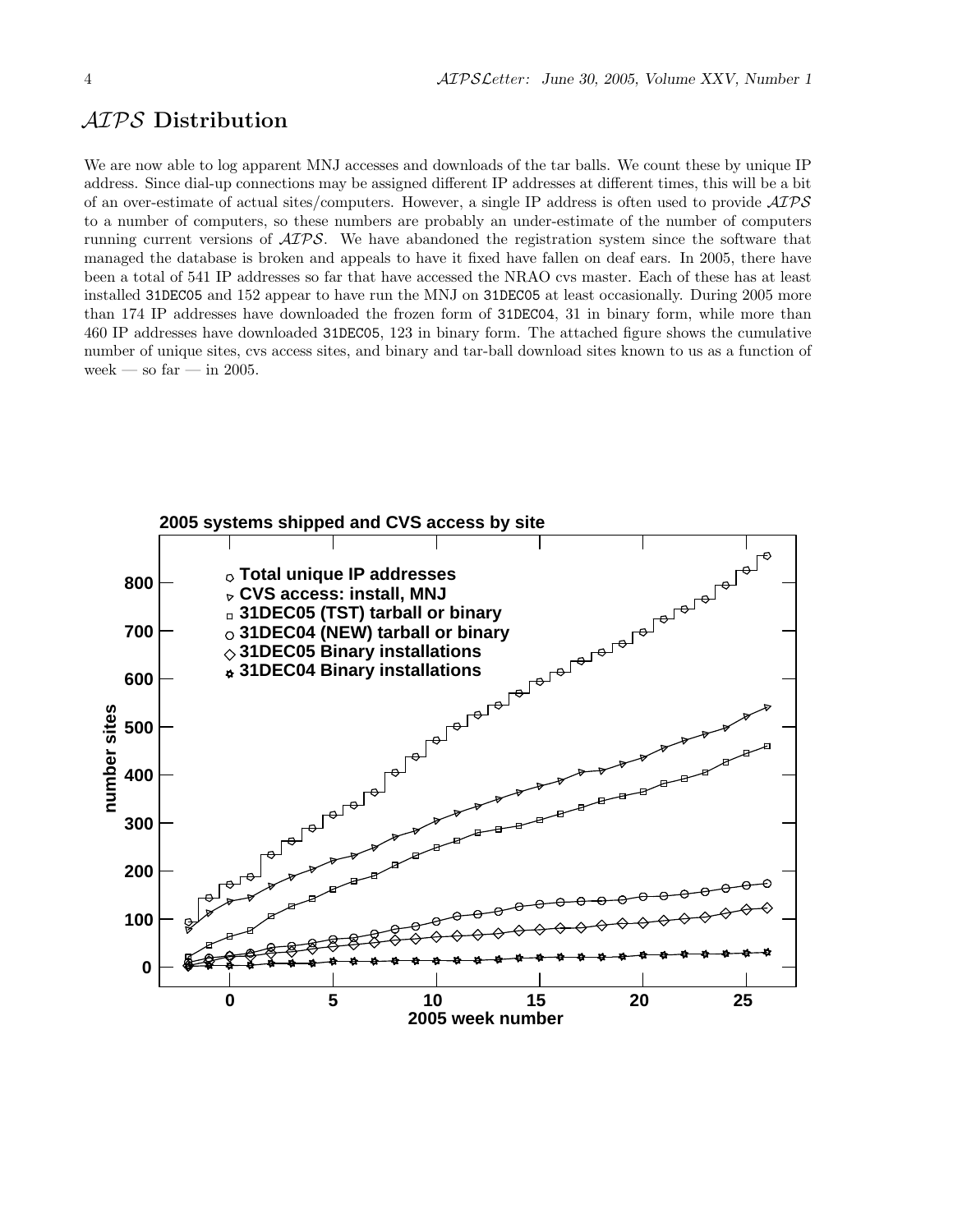# $\mathcal{AIPS}$ Distribution

We are now able to log apparent MNJ accesses and downloads of the tar balls. We count these by unique IP address. Since dial-up connections may be assigned different IP addresses at different times, this will be a bit of an over-estimate of actual sites/computers. However, a single IP address is often used to provide $\mathcal{AIPS}$ to a number of computers, so these numbers are probably an under-estimate of the number of computers running current versions of $\mathcal{AIPS}$. We have abandoned the registration system since the software that managed the database is broken and appeals to have it fixed have fallen on deaf ears. In 2005, there have been a total of 541 IP addresses so far that have accessed the NRAO cvs master. Each of these has at least installed 31DEC05 and 152 appear to have run the MNJ on 31DEC05 at least occasionally. During 2005 more than 174 IP addresses have downloaded the frozen form of 31DEC04, 31 in binary form, while more than 460 IP addresses have downloaded 31DEC05, 123 in binary form. The attached figure shows the cumulative number of unique sites, cvs access sites, and binary and tar-ball download sites known to us as a function of week — so far — in 2005.

**2005 systems shipped and CVS access by site**

Legend:
- Total unique IP addresses
- CVS access: install, MNJ
- 31DEC05 (TST) tarball or binary
- 31DEC04 (NEW) tarball or binary
- 31DEC05 Binary installations
- 31DEC04 Binary installations

x-axis: 2005 week number; y-axis: number sites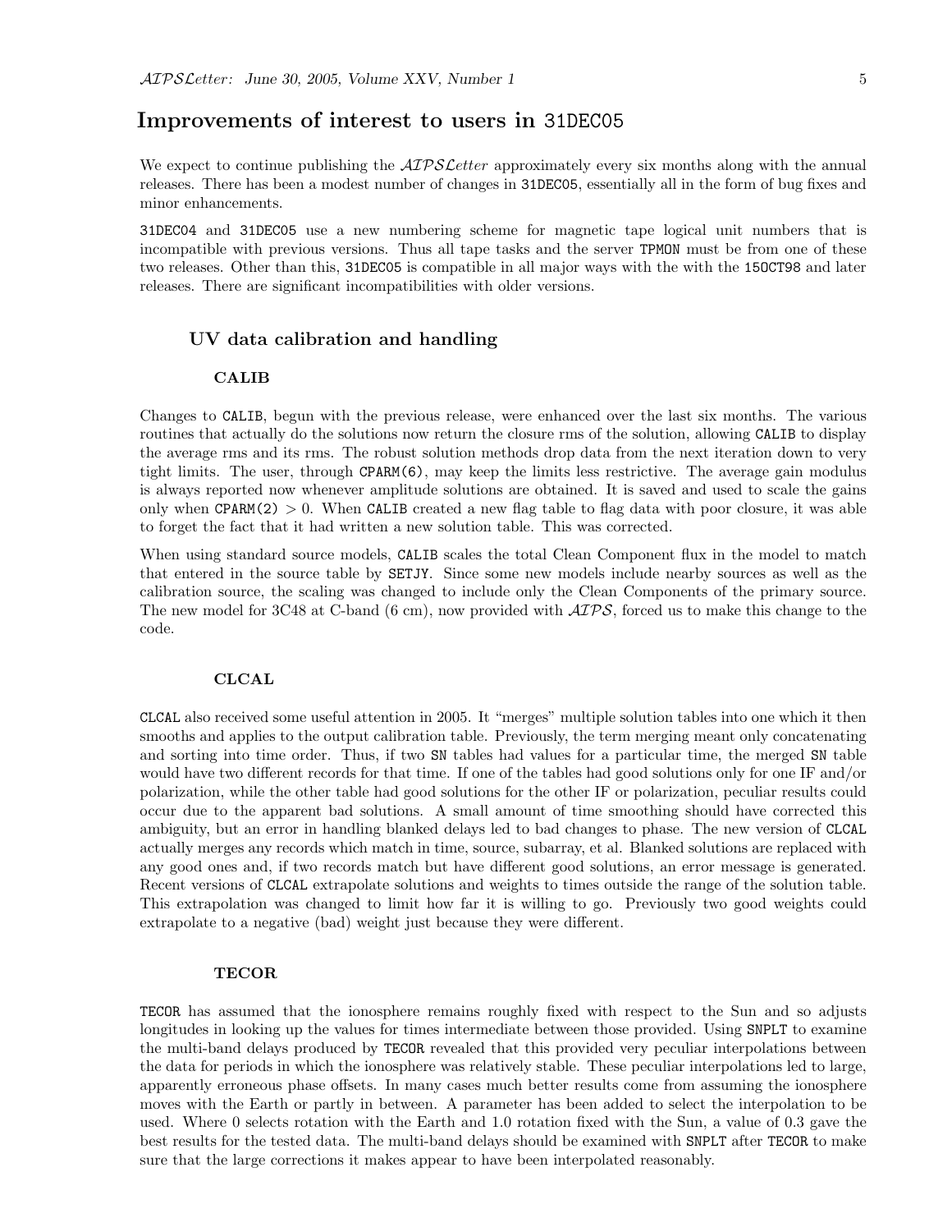# Improvements of interest to users in 31DEC05

We expect to continue publishing the *AIPSLetter* approximately every six months along with the annual releases. There has been a modest number of changes in 31DEC05, essentially all in the form of bug fixes and minor enhancements.

31DEC04 and 31DEC05 use a new numbering scheme for magnetic tape logical unit numbers that is incompatible with previous versions. Thus all tape tasks and the server TPMON must be from one of these two releases. Other than this, 31DEC05 is compatible in all major ways with the with the 15OCT98 and later releases. There are significant incompatibilities with older versions.

## UV data calibration and handling

### CALIB

Changes to CALIB, begun with the previous release, were enhanced over the last six months. The various routines that actually do the solutions now return the closure rms of the solution, allowing CALIB to display the average rms and its rms. The robust solution methods drop data from the next iteration down to very tight limits. The user, through CPARM(6), may keep the limits less restrictive. The average gain modulus is always reported now whenever amplitude solutions are obtained. It is saved and used to scale the gains only when CPARM(2) $> 0$. When CALIB created a new flag table to flag data with poor closure, it was able to forget the fact that it had written a new solution table. This was corrected.

When using standard source models, CALIB scales the total Clean Component flux in the model to match that entered in the source table by SETJY. Since some new models include nearby sources as well as the calibration source, the scaling was changed to include only the Clean Components of the primary source. The new model for 3C48 at C-band (6 cm), now provided with *AIPS*, forced us to make this change to the code.

### CLCAL

CLCAL also received some useful attention in 2005. It "merges" multiple solution tables into one which it then smooths and applies to the output calibration table. Previously, the term merging meant only concatenating and sorting into time order. Thus, if two SN tables had values for a particular time, the merged SN table would have two different records for that time. If one of the tables had good solutions only for one IF and/or polarization, while the other table had good solutions for the other IF or polarization, peculiar results could occur due to the apparent bad solutions. A small amount of time smoothing should have corrected this ambiguity, but an error in handling blanked delays led to bad changes to phase. The new version of CLCAL actually merges any records which match in time, source, subarray, et al. Blanked solutions are replaced with any good ones and, if two records match but have different good solutions, an error message is generated. Recent versions of CLCAL extrapolate solutions and weights to times outside the range of the solution table. This extrapolation was changed to limit how far it is willing to go. Previously two good weights could extrapolate to a negative (bad) weight just because they were different.

### TECOR

TECOR has assumed that the ionosphere remains roughly fixed with respect to the Sun and so adjusts longitudes in looking up the values for times intermediate between those provided. Using SNPLT to examine the multi-band delays produced by TECOR revealed that this provided very peculiar interpolations between the data for periods in which the ionosphere was relatively stable. These peculiar interpolations led to large, apparently erroneous phase offsets. In many cases much better results come from assuming the ionosphere moves with the Earth or partly in between. A parameter has been added to select the interpolation to be used. Where 0 selects rotation with the Earth and 1.0 rotation fixed with the Sun, a value of 0.3 gave the best results for the tested data. The multi-band delays should be examined with SNPLT after TECOR to make sure that the large corrections it makes appear to have been interpolated reasonably.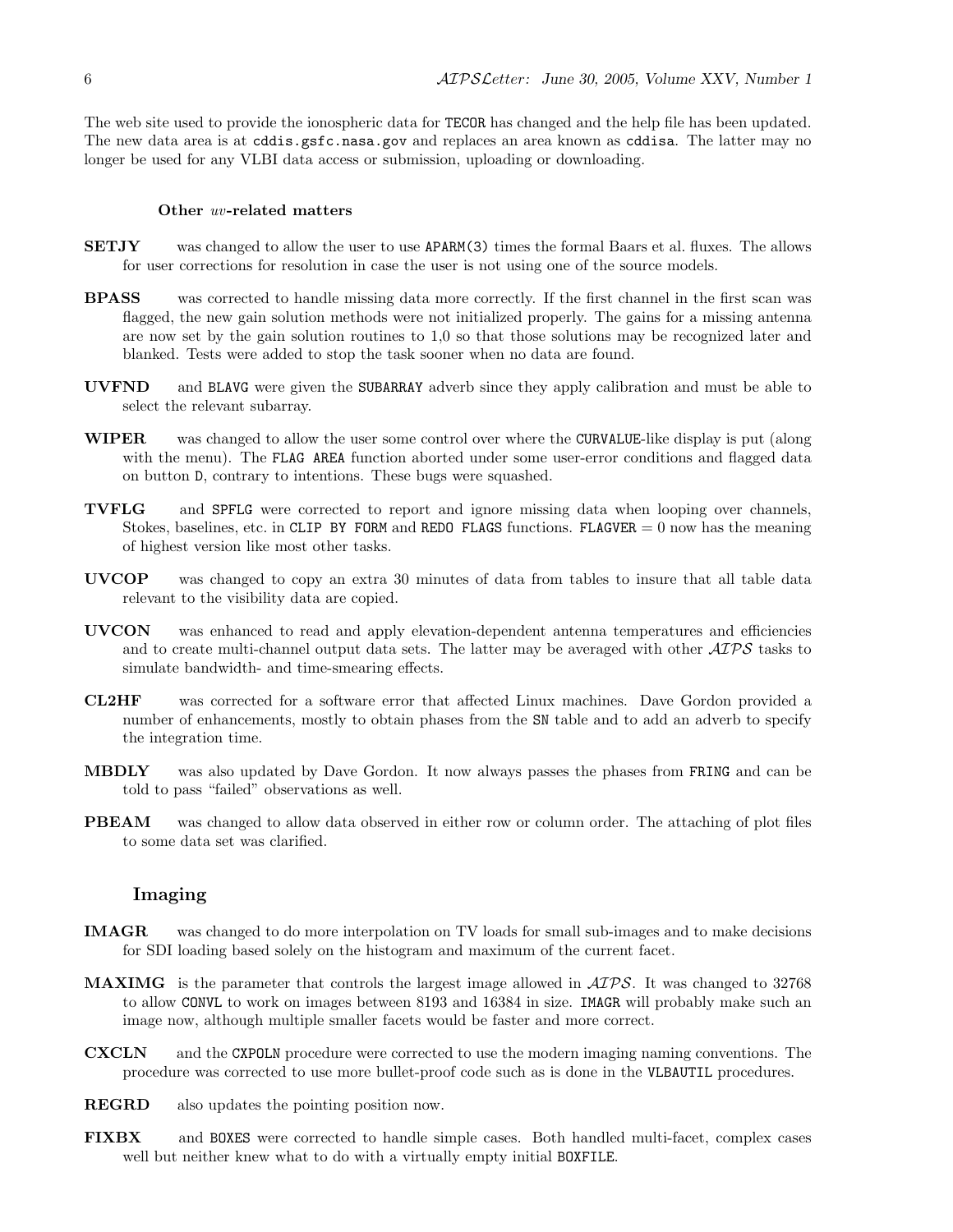The web site used to provide the ionospheric data for `TECOR` has changed and the help file has been updated. The new data area is at `cddis.gsfc.nasa.gov` and replaces an area known as `cddisa`. The latter may no longer be used for any VLBI data access or submission, uploading or downloading.

#### Other *uv*-related matters

**SETJY** was changed to allow the user to use `APARM(3)` times the formal Baars et al. fluxes. The allows for user corrections for resolution in case the user is not using one of the source models.

**BPASS** was corrected to handle missing data more correctly. If the first channel in the first scan was flagged, the new gain solution methods were not initialized properly. The gains for a missing antenna are now set by the gain solution routines to 1,0 so that those solutions may be recognized later and blanked. Tests were added to stop the task sooner when no data are found.

**UVFND** and `BLAVG` were given the `SUBARRAY` adverb since they apply calibration and must be able to select the relevant subarray.

**WIPER** was changed to allow the user some control over where the `CURVALUE`-like display is put (along with the menu). The `FLAG AREA` function aborted under some user-error conditions and flagged data on button `D`, contrary to intentions. These bugs were squashed.

**TVFLG** and `SPFLG` were corrected to report and ignore missing data when looping over channels, Stokes, baselines, etc. in `CLIP BY FORM` and `REDO FLAGS` functions. `FLAGVER` = 0 now has the meaning of highest version like most other tasks.

**UVCOP** was changed to copy an extra 30 minutes of data from tables to insure that all table data relevant to the visibility data are copied.

**UVCON** was enhanced to read and apply elevation-dependent antenna temperatures and efficiencies and to create multi-channel output data sets. The latter may be averaged with other *AIPS* tasks to simulate bandwidth- and time-smearing effects.

**CL2HF** was corrected for a software error that affected Linux machines. Dave Gordon provided a number of enhancements, mostly to obtain phases from the `SN` table and to add an adverb to specify the integration time.

**MBDLY** was also updated by Dave Gordon. It now always passes the phases from `FRING` and can be told to pass "failed" observations as well.

**PBEAM** was changed to allow data observed in either row or column order. The attaching of plot files to some data set was clarified.

### Imaging

**IMAGR** was changed to do more interpolation on TV loads for small sub-images and to make decisions for SDI loading based solely on the histogram and maximum of the current facet.

**MAXIMG** is the parameter that controls the largest image allowed in *AIPS*. It was changed to 32768 to allow `CONVL` to work on images between 8193 and 16384 in size. `IMAGR` will probably make such an image now, although multiple smaller facets would be faster and more correct.

**CXCLN** and the `CXPOLN` procedure were corrected to use the modern imaging naming conventions. The procedure was corrected to use more bullet-proof code such as is done in the `VLBAUTIL` procedures.

**REGRD** also updates the pointing position now.

**FIXBX** and `BOXES` were corrected to handle simple cases. Both handled multi-facet, complex cases well but neither knew what to do with a virtually empty initial `BOXFILE`.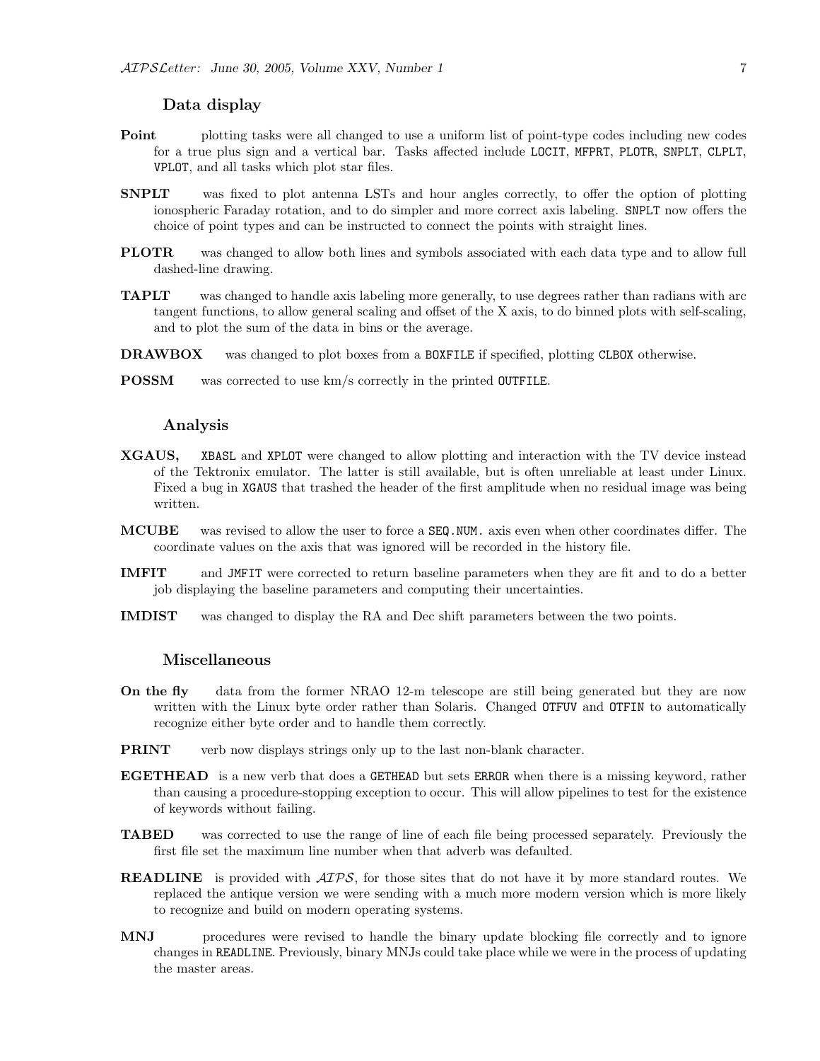### Data display

**Point** plotting tasks were all changed to use a uniform list of point-type codes including new codes for a true plus sign and a vertical bar. Tasks affected include `LOCIT`, `MFPRT`, `PLOTR`, `SNPLT`, `CLPLT`, `VPLOT`, and all tasks which plot star files.

**SNPLT** was fixed to plot antenna LSTs and hour angles correctly, to offer the option of plotting ionospheric Faraday rotation, and to do simpler and more correct axis labeling. `SNPLT` now offers the choice of point types and can be instructed to connect the points with straight lines.

**PLOTR** was changed to allow both lines and symbols associated with each data type and to allow full dashed-line drawing.

**TAPLT** was changed to handle axis labeling more generally, to use degrees rather than radians with arc tangent functions, to allow general scaling and offset of the X axis, to do binned plots with self-scaling, and to plot the sum of the data in bins or the average.

**DRAWBOX** was changed to plot boxes from a `BOXFILE` if specified, plotting `CLBOX` otherwise.

**POSSM** was corrected to use km/s correctly in the printed `OUTFILE`.

### Analysis

**XGAUS,** `XBASL` and `XPLOT` were changed to allow plotting and interaction with the TV device instead of the Tektronix emulator. The latter is still available, but is often unreliable at least under Linux. Fixed a bug in `XGAUS` that trashed the header of the first amplitude when no residual image was being written.

**MCUBE** was revised to allow the user to force a `SEQ.NUM.` axis even when other coordinates differ. The coordinate values on the axis that was ignored will be recorded in the history file.

**IMFIT** and `JMFIT` were corrected to return baseline parameters when they are fit and to do a better job displaying the baseline parameters and computing their uncertainties.

**IMDIST** was changed to display the RA and Dec shift parameters between the two points.

### Miscellaneous

**On the fly** data from the former NRAO 12-m telescope are still being generated but they are now written with the Linux byte order rather than Solaris. Changed `OTFUV` and `OTFIN` to automatically recognize either byte order and to handle them correctly.

**PRINT** verb now displays strings only up to the last non-blank character.

**EGETHEAD** is a new verb that does a `GETHEAD` but sets `ERROR` when there is a missing keyword, rather than causing a procedure-stopping exception to occur. This will allow pipelines to test for the existence of keywords without failing.

**TABED** was corrected to use the range of line of each file being processed separately. Previously the first file set the maximum line number when that adverb was defaulted.

**READLINE** is provided with *AIPS*, for those sites that do not have it by more standard routes. We replaced the antique version we were sending with a much more modern version which is more likely to recognize and build on modern operating systems.

**MNJ** procedures were revised to handle the binary update blocking file correctly and to ignore changes in `READLINE`. Previously, binary MNJs could take place while we were in the process of updating the master areas.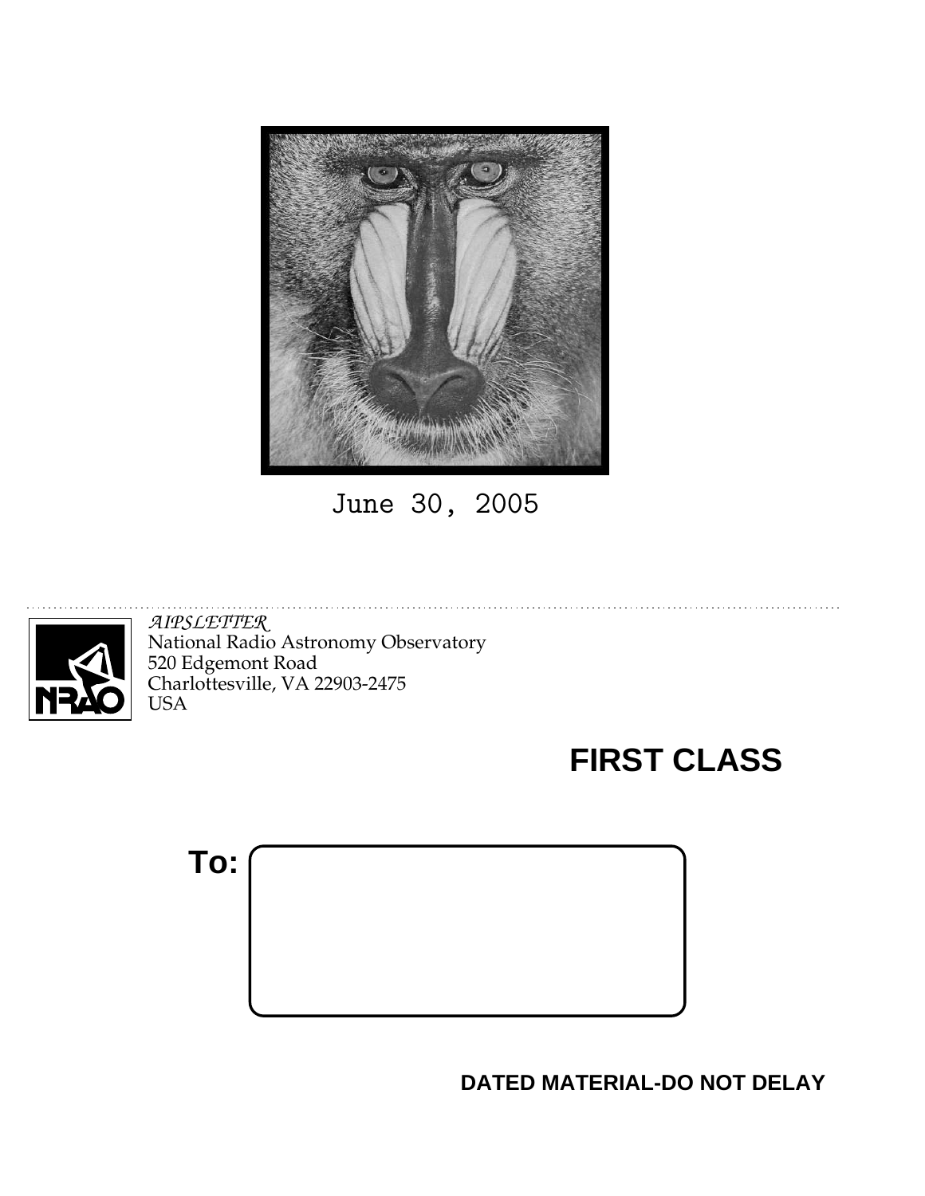June 30, 2005

*AIPSLETTER*
National Radio Astronomy Observatory
520 Edgemont Road
Charlottesville, VA 22903-2475
USA

**FIRST CLASS**

**To:**

**DATED MATERIAL-DO NOT DELAY**